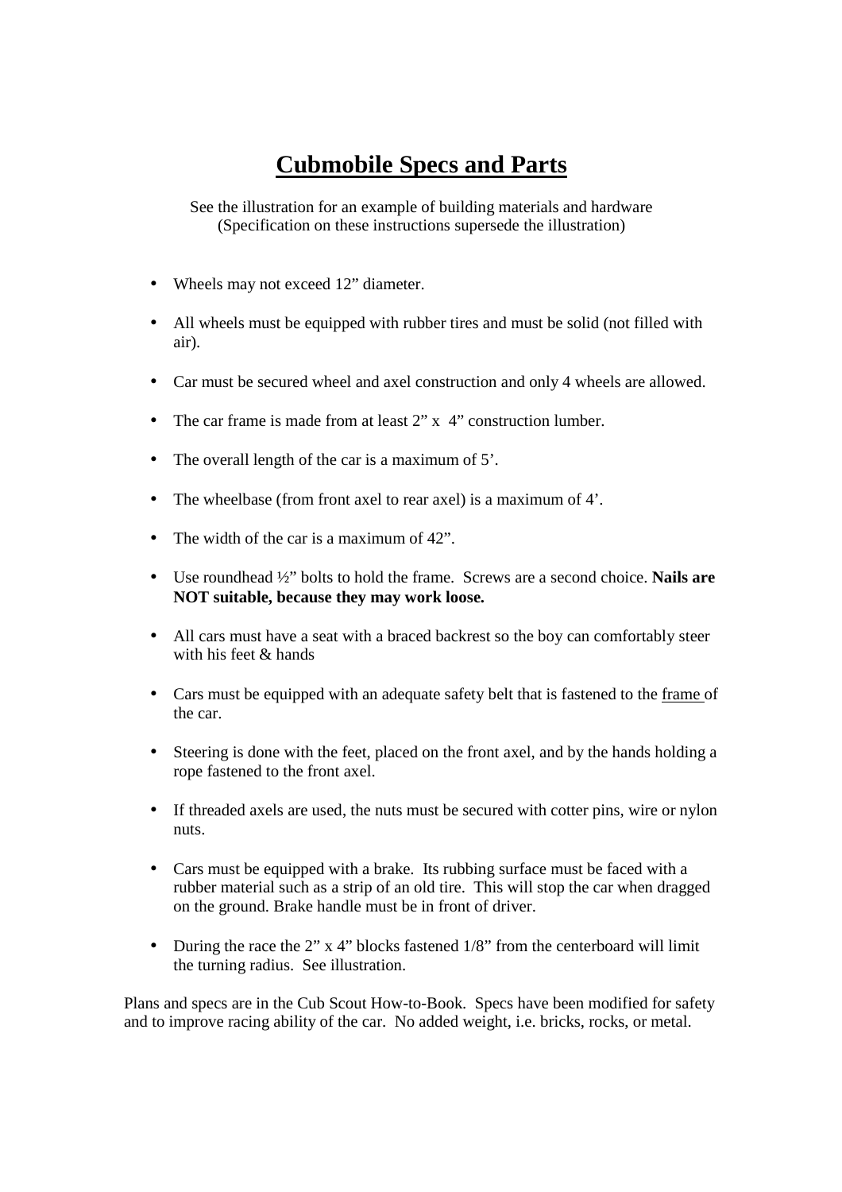# Cubmobile Specs and Parts

See the illustration for an example of building materials and hardware
(Specification on these instructions supersede the illustration)

- Wheels may not exceed 12" diameter.
- All wheels must be equipped with rubber tires and must be solid (not filled with air).
- Car must be secured wheel and axel construction and only 4 wheels are allowed.
- The car frame is made from at least 2" x 4" construction lumber.
- The overall length of the car is a maximum of 5'.
- The wheelbase (from front axel to rear axel) is a maximum of 4'.
- The width of the car is a maximum of 42".
- Use roundhead ½" bolts to hold the frame. Screws are a second choice. **Nails are NOT suitable, because they may work loose.**
- All cars must have a seat with a braced backrest so the boy can comfortably steer with his feet & hands
- Cars must be equipped with an adequate safety belt that is fastened to the <u>frame</u> of the car.
- Steering is done with the feet, placed on the front axel, and by the hands holding a rope fastened to the front axel.
- If threaded axels are used, the nuts must be secured with cotter pins, wire or nylon nuts.
- Cars must be equipped with a brake. Its rubbing surface must be faced with a rubber material such as a strip of an old tire. This will stop the car when dragged on the ground. Brake handle must be in front of driver.
- During the race the 2" x 4" blocks fastened 1/8" from the centerboard will limit the turning radius. See illustration.

Plans and specs are in the Cub Scout How-to-Book. Specs have been modified for safety and to improve racing ability of the car. No added weight, i.e. bricks, rocks, or metal.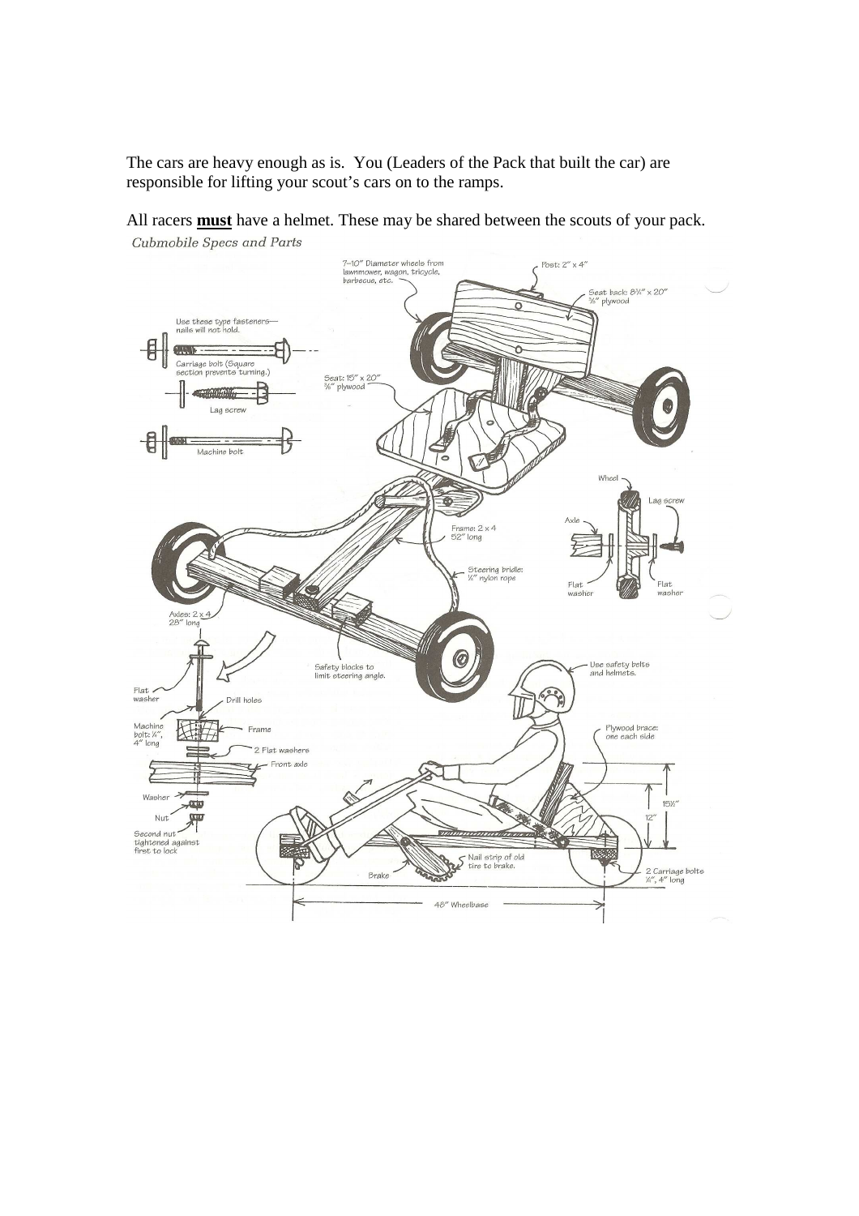The cars are heavy enough as is. You (Leaders of the Pack that built the car) are responsible for lifting your scout's cars on to the ramps.

All racers **must** have a helmet. These may be shared between the scouts of your pack.

*Cubmobile Specs and Parts*

7–10" Diameter wheels from lawnmower, wagon, tricycle, barbecue, etc.

Post: 2" x 4"

Seat back: 8½" x 20" ⅜" plywood

Use these type fasteners—nails will not hold.

Carriage bolt (Square section prevents turning.)

Seat: 15" x 20" ⅜" plywood

Lag screw

Machine bolt

Wheel

Lag screw

Axle

Frame: 2 x 4 52" long

Steering bridle: ¼" nylon rope

Flat washer

Flat washer

Axles: 2 x 4 28" long

Safety blocks to limit steering angle.

Use safety belts and helmets.

Flat washer

Drill holes

Machine bolt: ¼", 4" long

Frame

2 Flat washers

Front axle

Plywood brace: one each side

Washer

Nut

Second nut tightened against first to lock

15½"

12"

Nail strip of old tire to brake.

Brake

2 Carriage bolts ¼", 4" long

48" Wheelbase